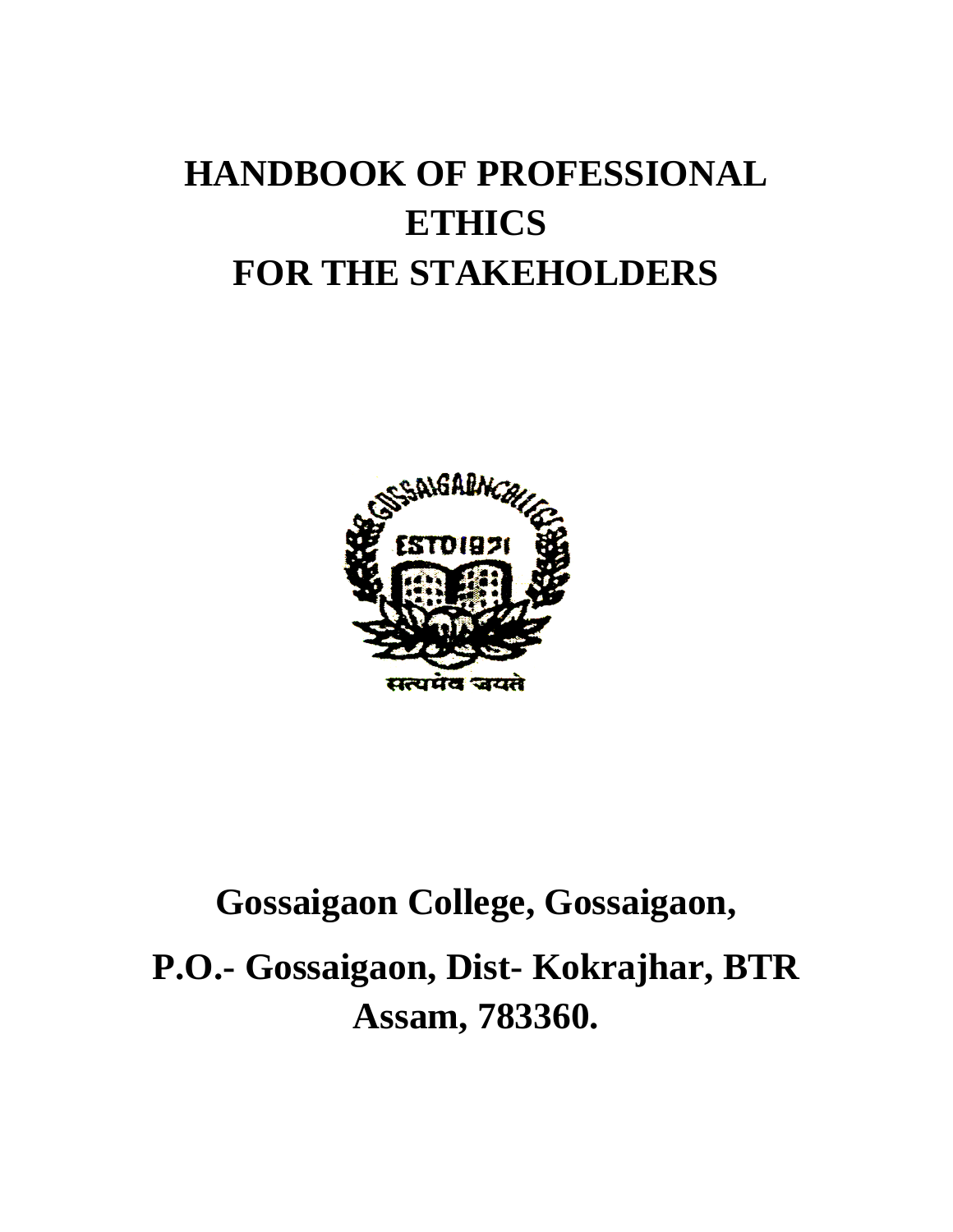# HANDBOOK OF PROFESSIONAL ETHICS FOR THE STAKEHOLDERS

**Gossaigaon College, Gossaigaon,**

**P.O.- Gossaigaon, Dist- Kokrajhar, BTR Assam, 783360.**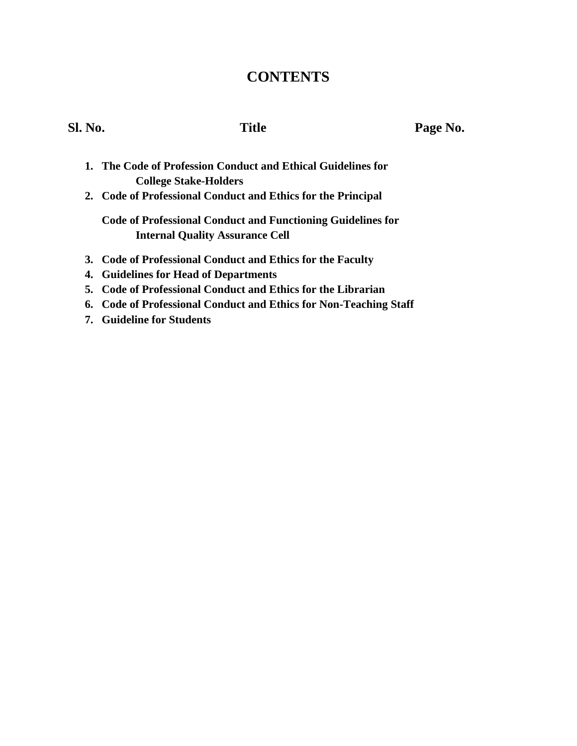# CONTENTS

| Sl. No. | Title | Page No. |
|---|---|---|
| 1. | **The Code of Profession Conduct and Ethical Guidelines for College Stake-Holders** | |
| 2. | **Code of Professional Conduct and Ethics for the Principal** | |
| | **Code of Professional Conduct and Functioning Guidelines for Internal Quality Assurance Cell** | |
| 3. | **Code of Professional Conduct and Ethics for the Faculty** | |
| 4. | **Guidelines for Head of Departments** | |
| 5. | **Code of Professional Conduct and Ethics for the Librarian** | |
| 6. | **Code of Professional Conduct and Ethics for Non-Teaching Staff** | |
| 7. | **Guideline for Students** | |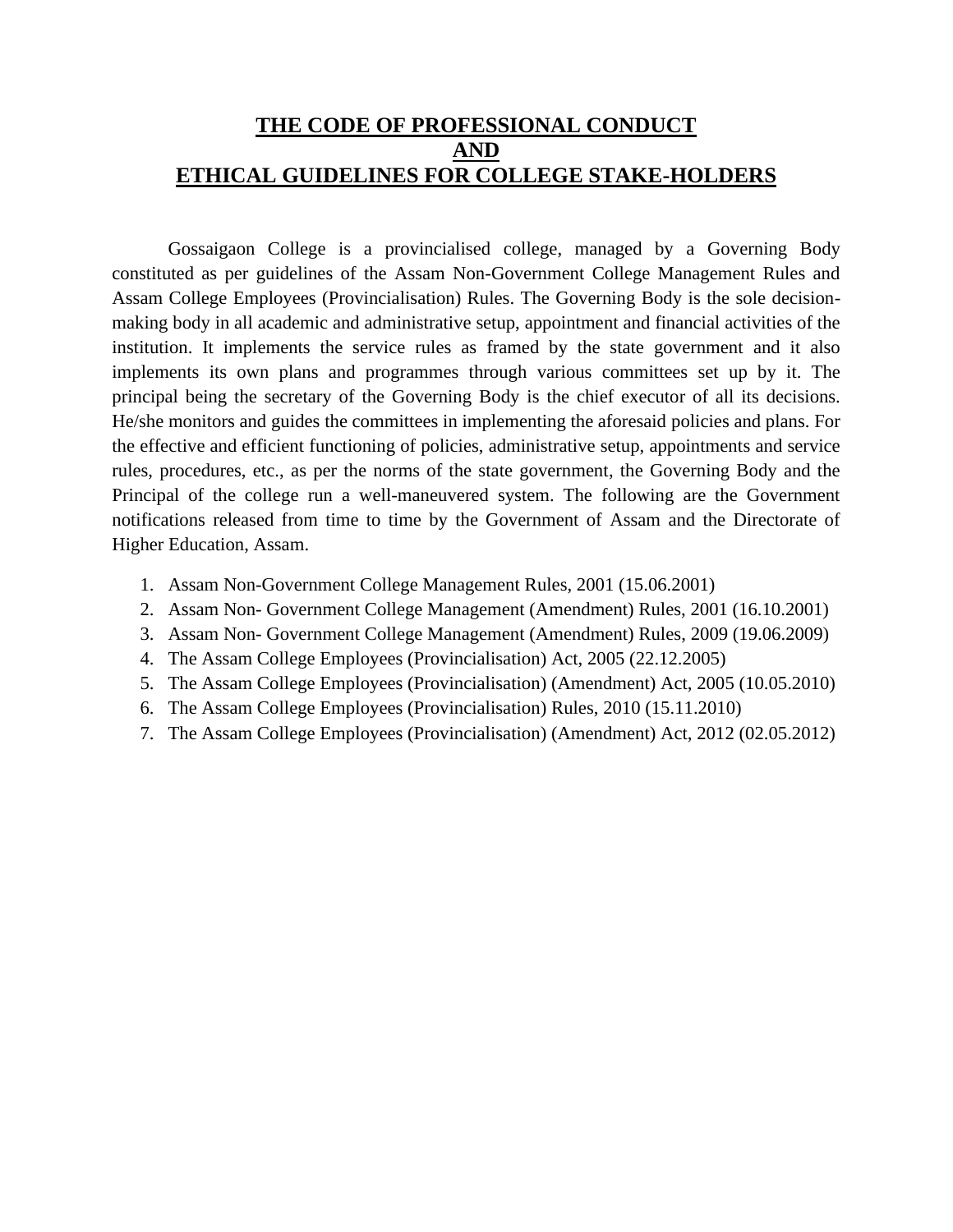# THE CODE OF PROFESSIONAL CONDUCT AND ETHICAL GUIDELINES FOR COLLEGE STAKE-HOLDERS

Gossaigaon College is a provincialised college, managed by a Governing Body constituted as per guidelines of the Assam Non-Government College Management Rules and Assam College Employees (Provincialisation) Rules. The Governing Body is the sole decision-making body in all academic and administrative setup, appointment and financial activities of the institution. It implements the service rules as framed by the state government and it also implements its own plans and programmes through various committees set up by it. The principal being the secretary of the Governing Body is the chief executor of all its decisions. He/she monitors and guides the committees in implementing the aforesaid policies and plans. For the effective and efficient functioning of policies, administrative setup, appointments and service rules, procedures, etc., as per the norms of the state government, the Governing Body and the Principal of the college run a well-maneuvered system. The following are the Government notifications released from time to time by the Government of Assam and the Directorate of Higher Education, Assam.

1. Assam Non-Government College Management Rules, 2001 (15.06.2001)
2. Assam Non- Government College Management (Amendment) Rules, 2001 (16.10.2001)
3. Assam Non- Government College Management (Amendment) Rules, 2009 (19.06.2009)
4. The Assam College Employees (Provincialisation) Act, 2005 (22.12.2005)
5. The Assam College Employees (Provincialisation) (Amendment) Act, 2005 (10.05.2010)
6. The Assam College Employees (Provincialisation) Rules, 2010 (15.11.2010)
7. The Assam College Employees (Provincialisation) (Amendment) Act, 2012 (02.05.2012)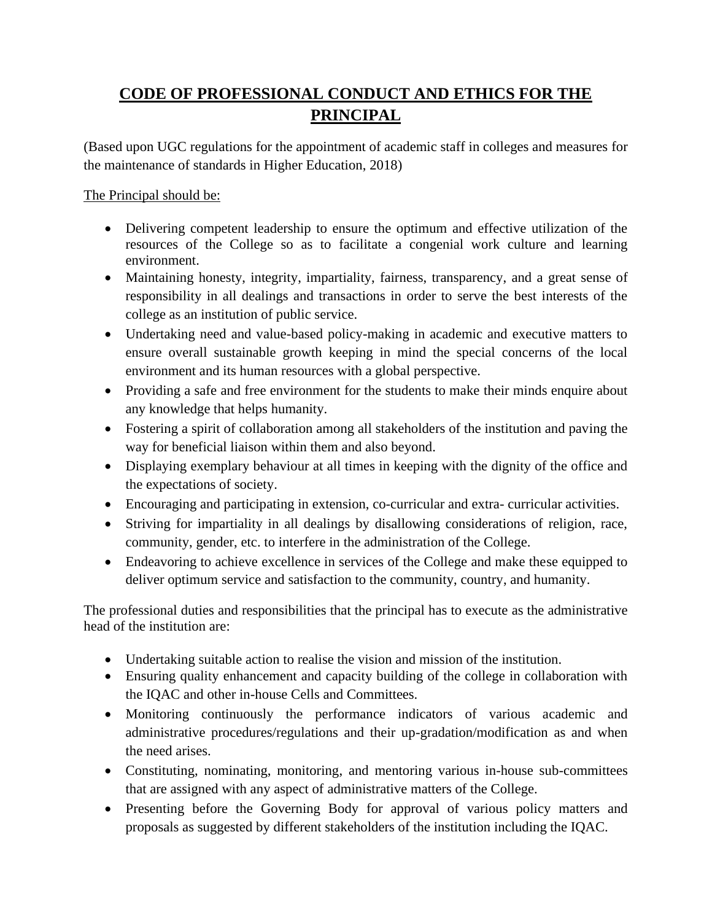# CODE OF PROFESSIONAL CONDUCT AND ETHICS FOR THE PRINCIPAL

(Based upon UGC regulations for the appointment of academic staff in colleges and measures for the maintenance of standards in Higher Education, 2018)

The Principal should be:

- Delivering competent leadership to ensure the optimum and effective utilization of the resources of the College so as to facilitate a congenial work culture and learning environment.
- Maintaining honesty, integrity, impartiality, fairness, transparency, and a great sense of responsibility in all dealings and transactions in order to serve the best interests of the college as an institution of public service.
- Undertaking need and value-based policy-making in academic and executive matters to ensure overall sustainable growth keeping in mind the special concerns of the local environment and its human resources with a global perspective.
- Providing a safe and free environment for the students to make their minds enquire about any knowledge that helps humanity.
- Fostering a spirit of collaboration among all stakeholders of the institution and paving the way for beneficial liaison within them and also beyond.
- Displaying exemplary behaviour at all times in keeping with the dignity of the office and the expectations of society.
- Encouraging and participating in extension, co-curricular and extra- curricular activities.
- Striving for impartiality in all dealings by disallowing considerations of religion, race, community, gender, etc. to interfere in the administration of the College.
- Endeavoring to achieve excellence in services of the College and make these equipped to deliver optimum service and satisfaction to the community, country, and humanity.

The professional duties and responsibilities that the principal has to execute as the administrative head of the institution are:

- Undertaking suitable action to realise the vision and mission of the institution.
- Ensuring quality enhancement and capacity building of the college in collaboration with the IQAC and other in-house Cells and Committees.
- Monitoring continuously the performance indicators of various academic and administrative procedures/regulations and their up-gradation/modification as and when the need arises.
- Constituting, nominating, monitoring, and mentoring various in-house sub-committees that are assigned with any aspect of administrative matters of the College.
- Presenting before the Governing Body for approval of various policy matters and proposals as suggested by different stakeholders of the institution including the IQAC.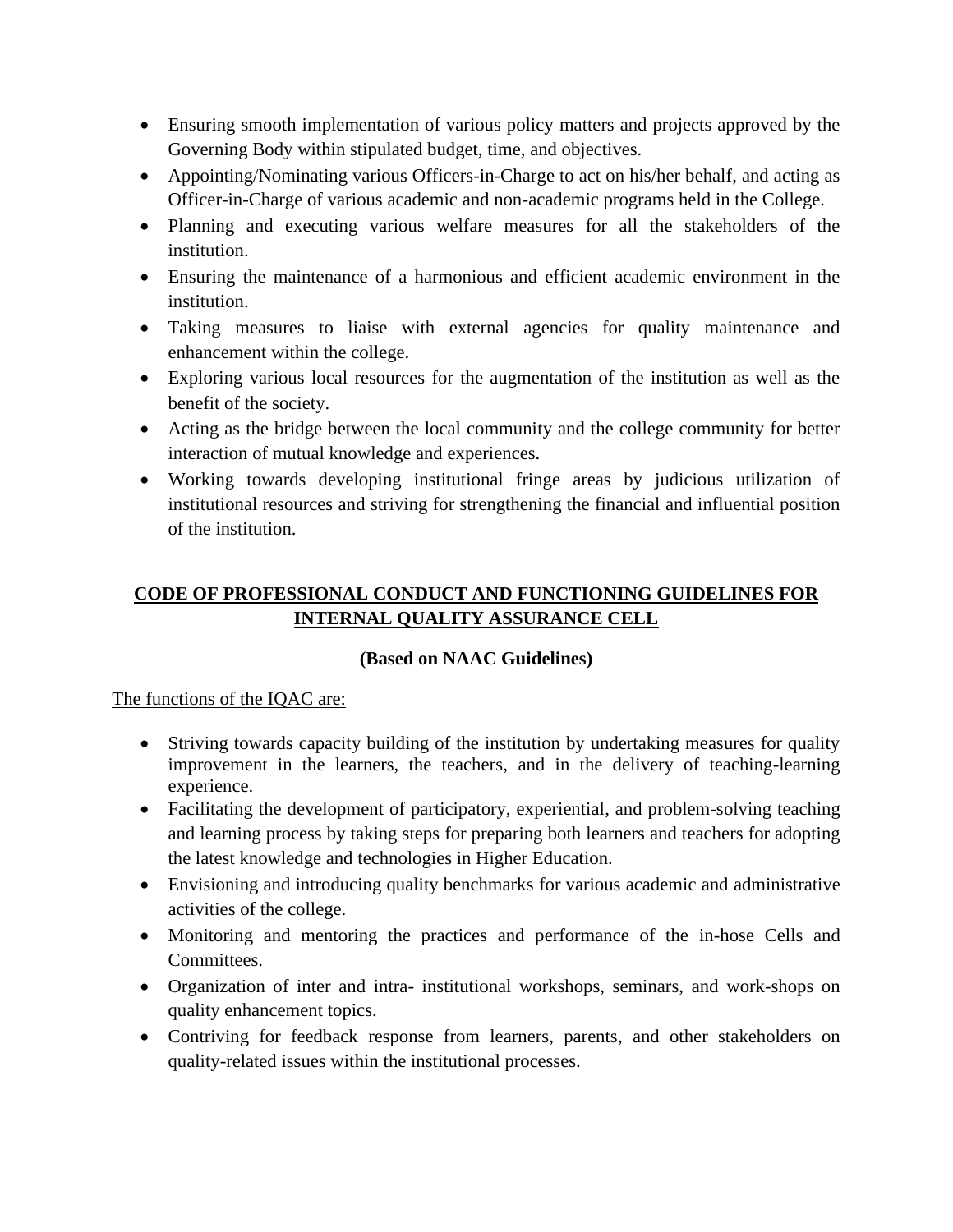- Ensuring smooth implementation of various policy matters and projects approved by the Governing Body within stipulated budget, time, and objectives.
- Appointing/Nominating various Officers-in-Charge to act on his/her behalf, and acting as Officer-in-Charge of various academic and non-academic programs held in the College.
- Planning and executing various welfare measures for all the stakeholders of the institution.
- Ensuring the maintenance of a harmonious and efficient academic environment in the institution.
- Taking measures to liaise with external agencies for quality maintenance and enhancement within the college.
- Exploring various local resources for the augmentation of the institution as well as the benefit of the society.
- Acting as the bridge between the local community and the college community for better interaction of mutual knowledge and experiences.
- Working towards developing institutional fringe areas by judicious utilization of institutional resources and striving for strengthening the financial and influential position of the institution.

## CODE OF PROFESSIONAL CONDUCT AND FUNCTIONING GUIDELINES FOR INTERNAL QUALITY ASSURANCE CELL

**(Based on NAAC Guidelines)**

The functions of the IQAC are:

- Striving towards capacity building of the institution by undertaking measures for quality improvement in the learners, the teachers, and in the delivery of teaching-learning experience.
- Facilitating the development of participatory, experiential, and problem-solving teaching and learning process by taking steps for preparing both learners and teachers for adopting the latest knowledge and technologies in Higher Education.
- Envisioning and introducing quality benchmarks for various academic and administrative activities of the college.
- Monitoring and mentoring the practices and performance of the in-hose Cells and Committees.
- Organization of inter and intra- institutional workshops, seminars, and work-shops on quality enhancement topics.
- Contriving for feedback response from learners, parents, and other stakeholders on quality-related issues within the institutional processes.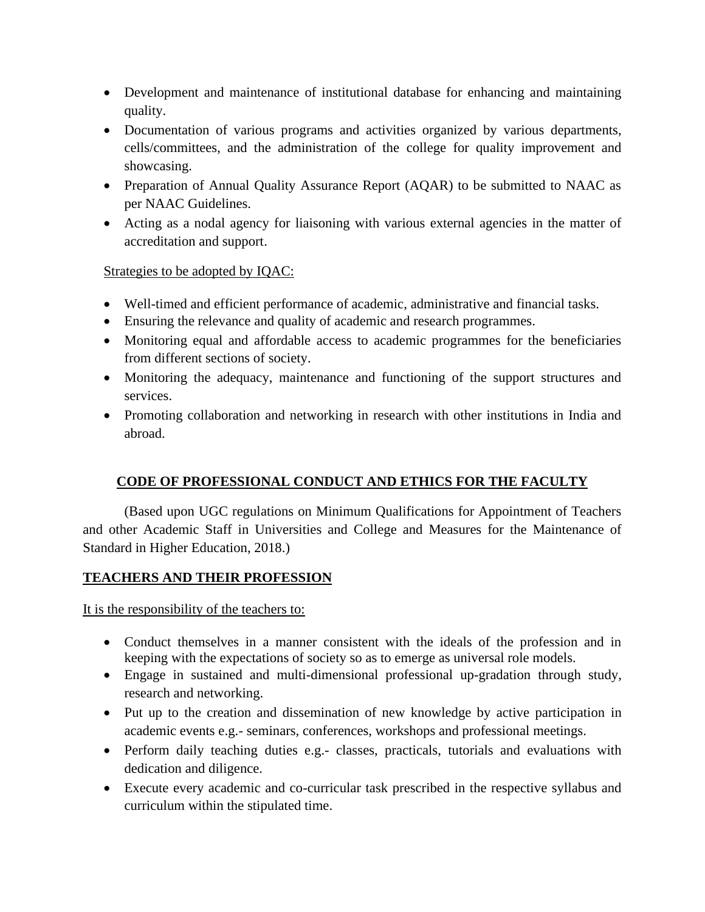- Development and maintenance of institutional database for enhancing and maintaining quality.
- Documentation of various programs and activities organized by various departments, cells/committees, and the administration of the college for quality improvement and showcasing.
- Preparation of Annual Quality Assurance Report (AQAR) to be submitted to NAAC as per NAAC Guidelines.
- Acting as a nodal agency for liaisoning with various external agencies in the matter of accreditation and support.

<u>Strategies to be adopted by IQAC:</u>

- Well-timed and efficient performance of academic, administrative and financial tasks.
- Ensuring the relevance and quality of academic and research programmes.
- Monitoring equal and affordable access to academic programmes for the beneficiaries from different sections of society.
- Monitoring the adequacy, maintenance and functioning of the support structures and services.
- Promoting collaboration and networking in research with other institutions in India and abroad.

## CODE OF PROFESSIONAL CONDUCT AND ETHICS FOR THE FACULTY

(Based upon UGC regulations on Minimum Qualifications for Appointment of Teachers and other Academic Staff in Universities and College and Measures for the Maintenance of Standard in Higher Education, 2018.)

### TEACHERS AND THEIR PROFESSION

<u>It is the responsibility of the teachers to:</u>

- Conduct themselves in a manner consistent with the ideals of the profession and in keeping with the expectations of society so as to emerge as universal role models.
- Engage in sustained and multi-dimensional professional up-gradation through study, research and networking.
- Put up to the creation and dissemination of new knowledge by active participation in academic events e.g.- seminars, conferences, workshops and professional meetings.
- Perform daily teaching duties e.g.- classes, practicals, tutorials and evaluations with dedication and diligence.
- Execute every academic and co-curricular task prescribed in the respective syllabus and curriculum within the stipulated time.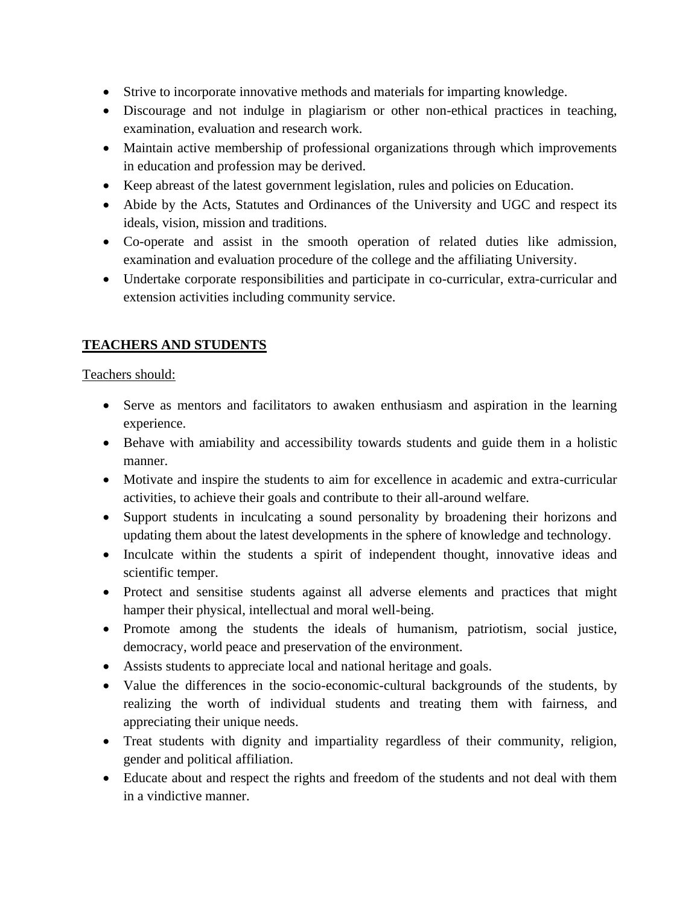- Strive to incorporate innovative methods and materials for imparting knowledge.
- Discourage and not indulge in plagiarism or other non-ethical practices in teaching, examination, evaluation and research work.
- Maintain active membership of professional organizations through which improvements in education and profession may be derived.
- Keep abreast of the latest government legislation, rules and policies on Education.
- Abide by the Acts, Statutes and Ordinances of the University and UGC and respect its ideals, vision, mission and traditions.
- Co-operate and assist in the smooth operation of related duties like admission, examination and evaluation procedure of the college and the affiliating University.
- Undertake corporate responsibilities and participate in co-curricular, extra-curricular and extension activities including community service.

## TEACHERS AND STUDENTS

Teachers should:

- Serve as mentors and facilitators to awaken enthusiasm and aspiration in the learning experience.
- Behave with amiability and accessibility towards students and guide them in a holistic manner.
- Motivate and inspire the students to aim for excellence in academic and extra-curricular activities, to achieve their goals and contribute to their all-around welfare.
- Support students in inculcating a sound personality by broadening their horizons and updating them about the latest developments in the sphere of knowledge and technology.
- Inculcate within the students a spirit of independent thought, innovative ideas and scientific temper.
- Protect and sensitise students against all adverse elements and practices that might hamper their physical, intellectual and moral well-being.
- Promote among the students the ideals of humanism, patriotism, social justice, democracy, world peace and preservation of the environment.
- Assists students to appreciate local and national heritage and goals.
- Value the differences in the socio-economic-cultural backgrounds of the students, by realizing the worth of individual students and treating them with fairness, and appreciating their unique needs.
- Treat students with dignity and impartiality regardless of their community, religion, gender and political affiliation.
- Educate about and respect the rights and freedom of the students and not deal with them in a vindictive manner.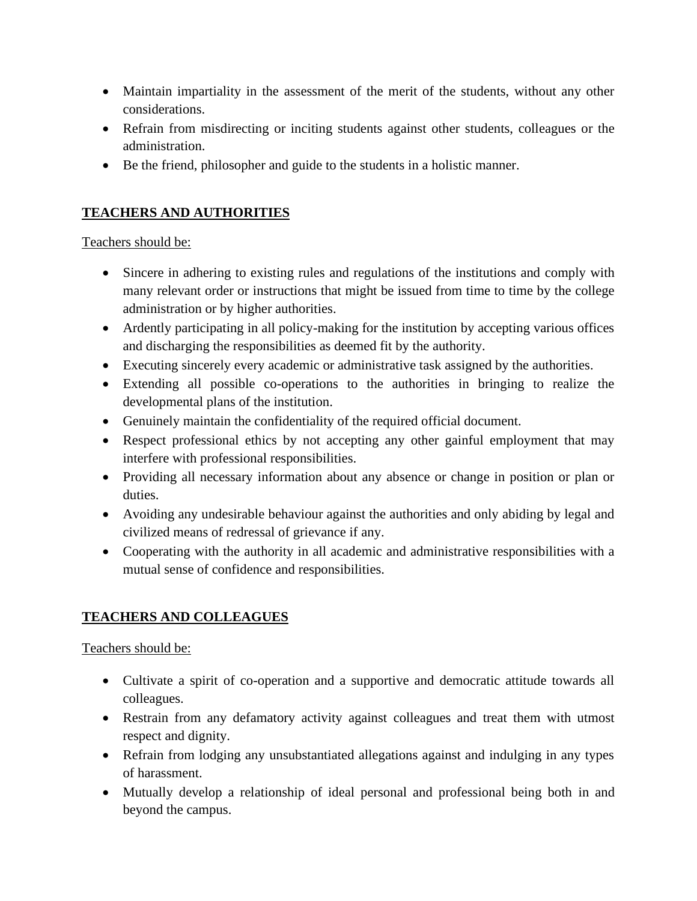- Maintain impartiality in the assessment of the merit of the students, without any other considerations.
- Refrain from misdirecting or inciting students against other students, colleagues or the administration.
- Be the friend, philosopher and guide to the students in a holistic manner.

## **TEACHERS AND AUTHORITIES**

Teachers should be:

- Sincere in adhering to existing rules and regulations of the institutions and comply with many relevant order or instructions that might be issued from time to time by the college administration or by higher authorities.
- Ardently participating in all policy-making for the institution by accepting various offices and discharging the responsibilities as deemed fit by the authority.
- Executing sincerely every academic or administrative task assigned by the authorities.
- Extending all possible co-operations to the authorities in bringing to realize the developmental plans of the institution.
- Genuinely maintain the confidentiality of the required official document.
- Respect professional ethics by not accepting any other gainful employment that may interfere with professional responsibilities.
- Providing all necessary information about any absence or change in position or plan or duties.
- Avoiding any undesirable behaviour against the authorities and only abiding by legal and civilized means of redressal of grievance if any.
- Cooperating with the authority in all academic and administrative responsibilities with a mutual sense of confidence and responsibilities.

## **TEACHERS AND COLLEAGUES**

Teachers should be:

- Cultivate a spirit of co-operation and a supportive and democratic attitude towards all colleagues.
- Restrain from any defamatory activity against colleagues and treat them with utmost respect and dignity.
- Refrain from lodging any unsubstantiated allegations against and indulging in any types of harassment.
- Mutually develop a relationship of ideal personal and professional being both in and beyond the campus.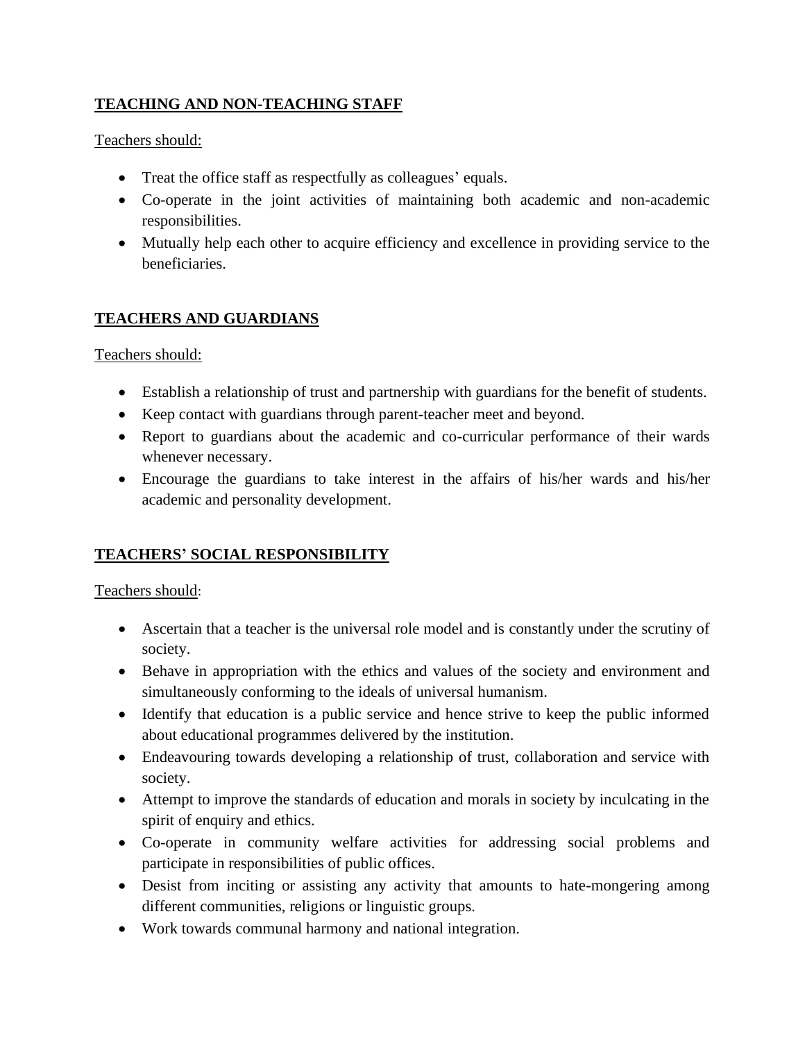## TEACHING AND NON-TEACHING STAFF

Teachers should:

- Treat the office staff as respectfully as colleagues' equals.
- Co-operate in the joint activities of maintaining both academic and non-academic responsibilities.
- Mutually help each other to acquire efficiency and excellence in providing service to the beneficiaries.

## TEACHERS AND GUARDIANS

Teachers should:

- Establish a relationship of trust and partnership with guardians for the benefit of students.
- Keep contact with guardians through parent-teacher meet and beyond.
- Report to guardians about the academic and co-curricular performance of their wards whenever necessary.
- Encourage the guardians to take interest in the affairs of his/her wards and his/her academic and personality development.

## TEACHERS' SOCIAL RESPONSIBILITY

Teachers should:

- Ascertain that a teacher is the universal role model and is constantly under the scrutiny of society.
- Behave in appropriation with the ethics and values of the society and environment and simultaneously conforming to the ideals of universal humanism.
- Identify that education is a public service and hence strive to keep the public informed about educational programmes delivered by the institution.
- Endeavouring towards developing a relationship of trust, collaboration and service with society.
- Attempt to improve the standards of education and morals in society by inculcating in the spirit of enquiry and ethics.
- Co-operate in community welfare activities for addressing social problems and participate in responsibilities of public offices.
- Desist from inciting or assisting any activity that amounts to hate-mongering among different communities, religions or linguistic groups.
- Work towards communal harmony and national integration.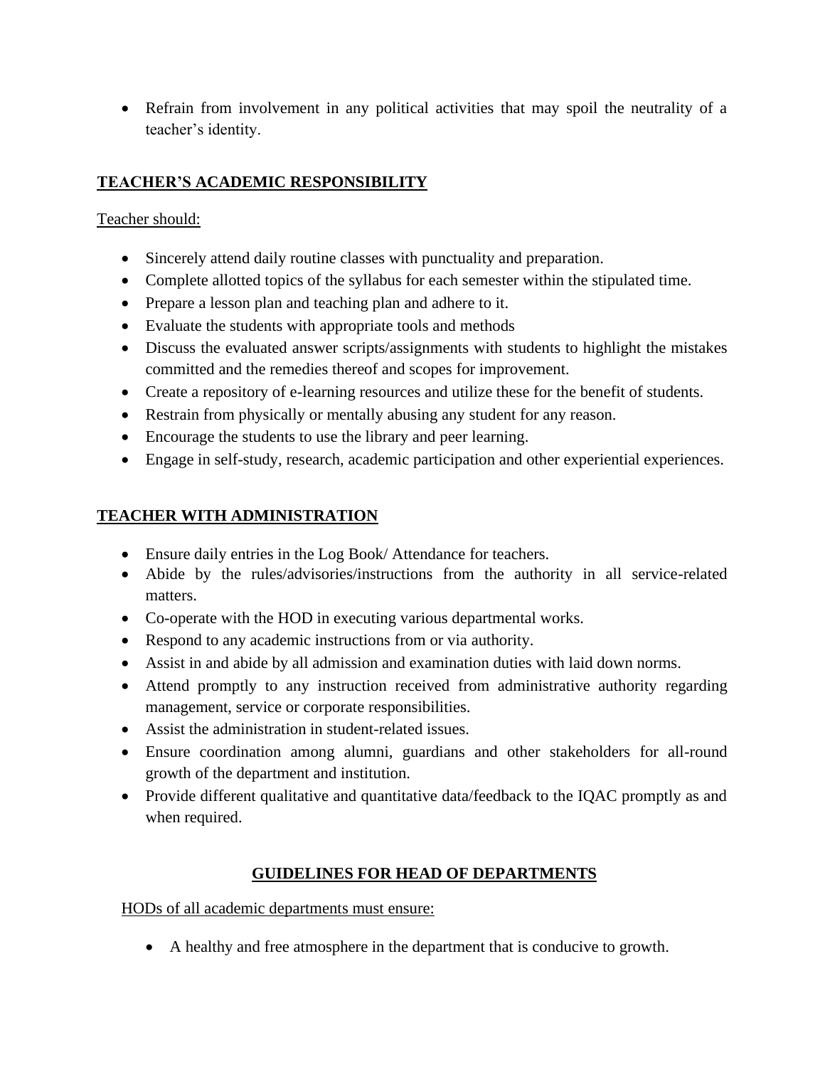- Refrain from involvement in any political activities that may spoil the neutrality of a teacher's identity.

## TEACHER'S ACADEMIC RESPONSIBILITY

Teacher should:

- Sincerely attend daily routine classes with punctuality and preparation.
- Complete allotted topics of the syllabus for each semester within the stipulated time.
- Prepare a lesson plan and teaching plan and adhere to it.
- Evaluate the students with appropriate tools and methods
- Discuss the evaluated answer scripts/assignments with students to highlight the mistakes committed and the remedies thereof and scopes for improvement.
- Create a repository of e-learning resources and utilize these for the benefit of students.
- Restrain from physically or mentally abusing any student for any reason.
- Encourage the students to use the library and peer learning.
- Engage in self-study, research, academic participation and other experiential experiences.

## TEACHER WITH ADMINISTRATION

- Ensure daily entries in the Log Book/ Attendance for teachers.
- Abide by the rules/advisories/instructions from the authority in all service-related matters.
- Co-operate with the HOD in executing various departmental works.
- Respond to any academic instructions from or via authority.
- Assist in and abide by all admission and examination duties with laid down norms.
- Attend promptly to any instruction received from administrative authority regarding management, service or corporate responsibilities.
- Assist the administration in student-related issues.
- Ensure coordination among alumni, guardians and other stakeholders for all-round growth of the department and institution.
- Provide different qualitative and quantitative data/feedback to the IQAC promptly as and when required.

## GUIDELINES FOR HEAD OF DEPARTMENTS

HODs of all academic departments must ensure:

- A healthy and free atmosphere in the department that is conducive to growth.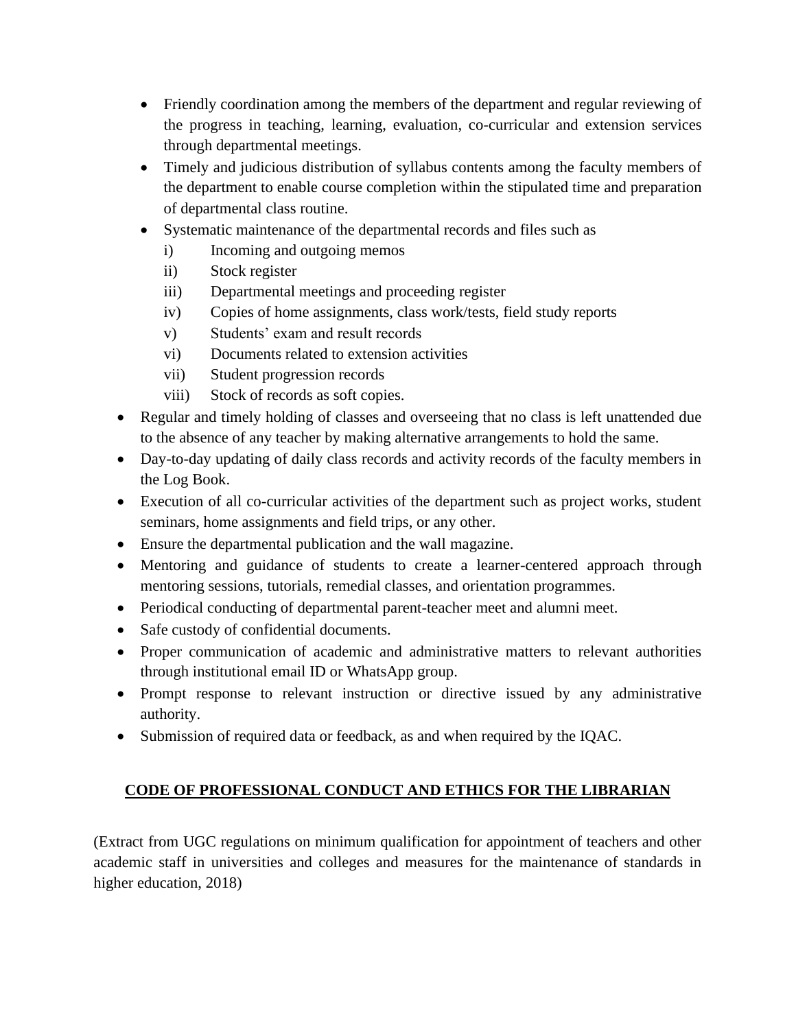- Friendly coordination among the members of the department and regular reviewing of the progress in teaching, learning, evaluation, co-curricular and extension services through departmental meetings.
- Timely and judicious distribution of syllabus contents among the faculty members of the department to enable course completion within the stipulated time and preparation of departmental class routine.
- Systematic maintenance of the departmental records and files such as
    i) Incoming and outgoing memos
    ii) Stock register
    iii) Departmental meetings and proceeding register
    iv) Copies of home assignments, class work/tests, field study reports
    v) Students' exam and result records
    vi) Documents related to extension activities
    vii) Student progression records
    viii) Stock of records as soft copies.
- Regular and timely holding of classes and overseeing that no class is left unattended due to the absence of any teacher by making alternative arrangements to hold the same.
- Day-to-day updating of daily class records and activity records of the faculty members in the Log Book.
- Execution of all co-curricular activities of the department such as project works, student seminars, home assignments and field trips, or any other.
- Ensure the departmental publication and the wall magazine.
- Mentoring and guidance of students to create a learner-centered approach through mentoring sessions, tutorials, remedial classes, and orientation programmes.
- Periodical conducting of departmental parent-teacher meet and alumni meet.
- Safe custody of confidential documents.
- Proper communication of academic and administrative matters to relevant authorities through institutional email ID or WhatsApp group.
- Prompt response to relevant instruction or directive issued by any administrative authority.
- Submission of required data or feedback, as and when required by the IQAC.

## CODE OF PROFESSIONAL CONDUCT AND ETHICS FOR THE LIBRARIAN

(Extract from UGC regulations on minimum qualification for appointment of teachers and other academic staff in universities and colleges and measures for the maintenance of standards in higher education, 2018)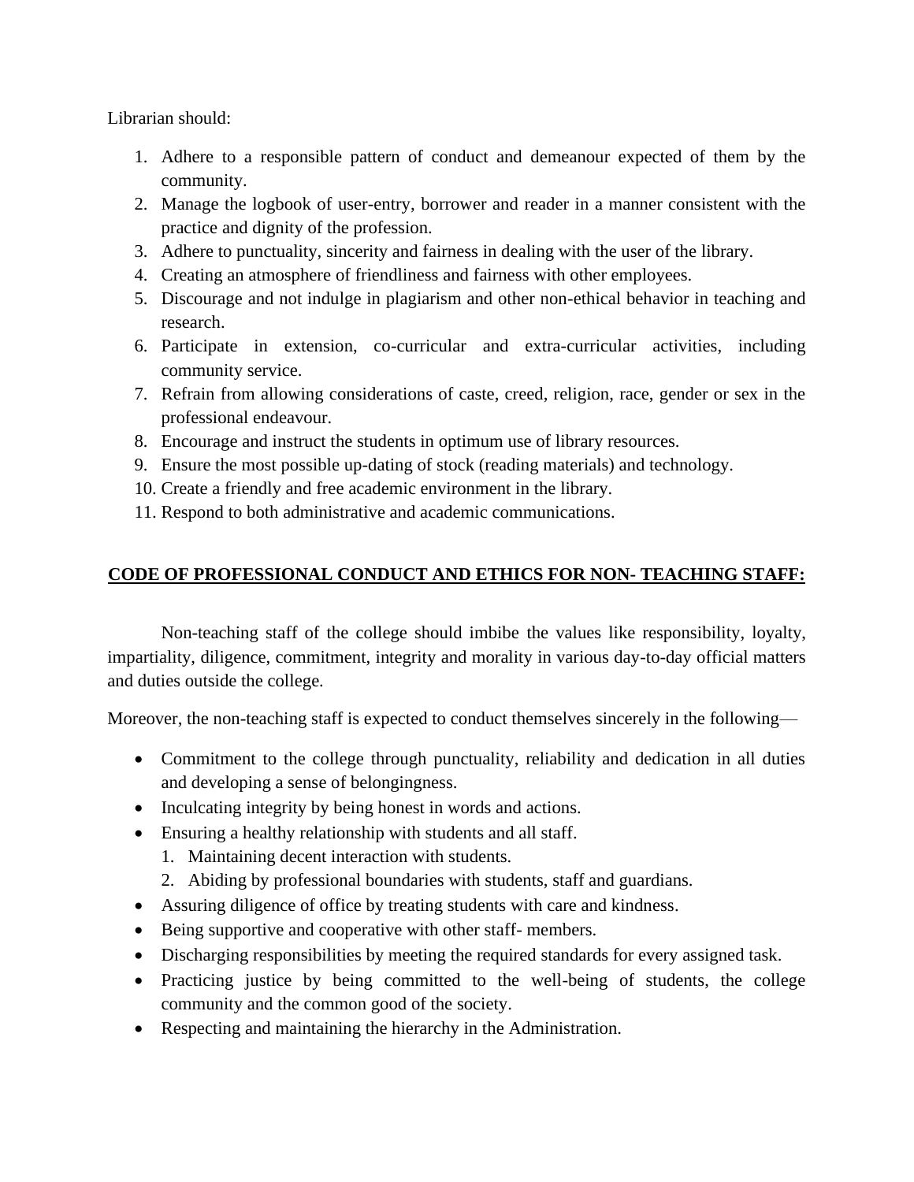Librarian should:

1. Adhere to a responsible pattern of conduct and demeanour expected of them by the community.
2. Manage the logbook of user-entry, borrower and reader in a manner consistent with the practice and dignity of the profession.
3. Adhere to punctuality, sincerity and fairness in dealing with the user of the library.
4. Creating an atmosphere of friendliness and fairness with other employees.
5. Discourage and not indulge in plagiarism and other non-ethical behavior in teaching and research.
6. Participate in extension, co-curricular and extra-curricular activities, including community service.
7. Refrain from allowing considerations of caste, creed, religion, race, gender or sex in the professional endeavour.
8. Encourage and instruct the students in optimum use of library resources.
9. Ensure the most possible up-dating of stock (reading materials) and technology.
10. Create a friendly and free academic environment in the library.
11. Respond to both administrative and academic communications.

## CODE OF PROFESSIONAL CONDUCT AND ETHICS FOR NON- TEACHING STAFF:

Non-teaching staff of the college should imbibe the values like responsibility, loyalty, impartiality, diligence, commitment, integrity and morality in various day-to-day official matters and duties outside the college.

Moreover, the non-teaching staff is expected to conduct themselves sincerely in the following—

- Commitment to the college through punctuality, reliability and dedication in all duties and developing a sense of belongingness.
- Inculcating integrity by being honest in words and actions.
- Ensuring a healthy relationship with students and all staff.
  1. Maintaining decent interaction with students.
  2. Abiding by professional boundaries with students, staff and guardians.
- Assuring diligence of office by treating students with care and kindness.
- Being supportive and cooperative with other staff- members.
- Discharging responsibilities by meeting the required standards for every assigned task.
- Practicing justice by being committed to the well-being of students, the college community and the common good of the society.
- Respecting and maintaining the hierarchy in the Administration.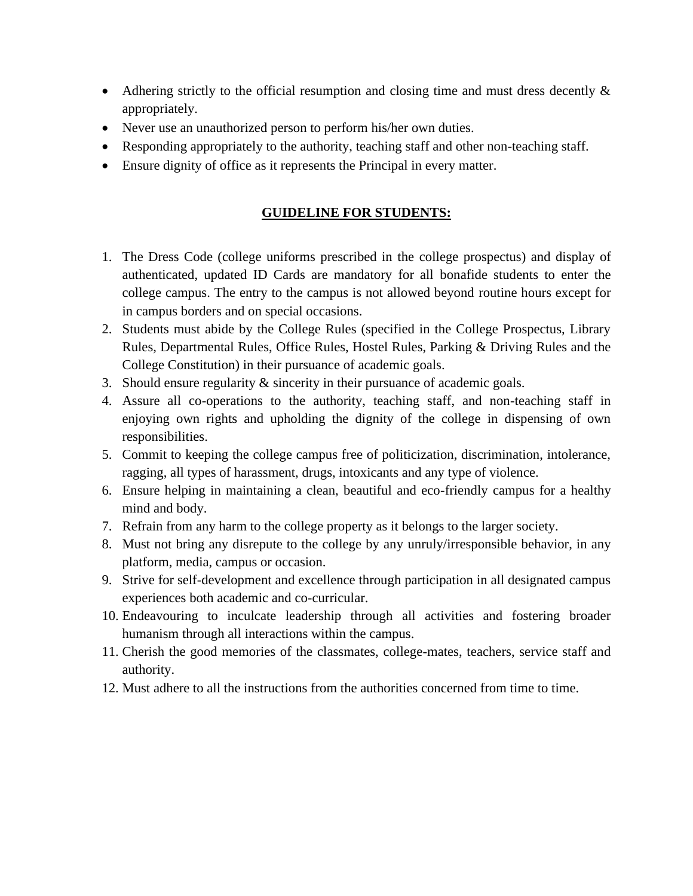- Adhering strictly to the official resumption and closing time and must dress decently & appropriately.
- Never use an unauthorized person to perform his/her own duties.
- Responding appropriately to the authority, teaching staff and other non-teaching staff.
- Ensure dignity of office as it represents the Principal in every matter.

## GUIDELINE FOR STUDENTS:

1. The Dress Code (college uniforms prescribed in the college prospectus) and display of authenticated, updated ID Cards are mandatory for all bonafide students to enter the college campus. The entry to the campus is not allowed beyond routine hours except for in campus borders and on special occasions.
2. Students must abide by the College Rules (specified in the College Prospectus, Library Rules, Departmental Rules, Office Rules, Hostel Rules, Parking & Driving Rules and the College Constitution) in their pursuance of academic goals.
3. Should ensure regularity & sincerity in their pursuance of academic goals.
4. Assure all co-operations to the authority, teaching staff, and non-teaching staff in enjoying own rights and upholding the dignity of the college in dispensing of own responsibilities.
5. Commit to keeping the college campus free of politicization, discrimination, intolerance, ragging, all types of harassment, drugs, intoxicants and any type of violence.
6. Ensure helping in maintaining a clean, beautiful and eco-friendly campus for a healthy mind and body.
7. Refrain from any harm to the college property as it belongs to the larger society.
8. Must not bring any disrepute to the college by any unruly/irresponsible behavior, in any platform, media, campus or occasion.
9. Strive for self-development and excellence through participation in all designated campus experiences both academic and co-curricular.
10. Endeavouring to inculcate leadership through all activities and fostering broader humanism through all interactions within the campus.
11. Cherish the good memories of the classmates, college-mates, teachers, service staff and authority.
12. Must adhere to all the instructions from the authorities concerned from time to time.